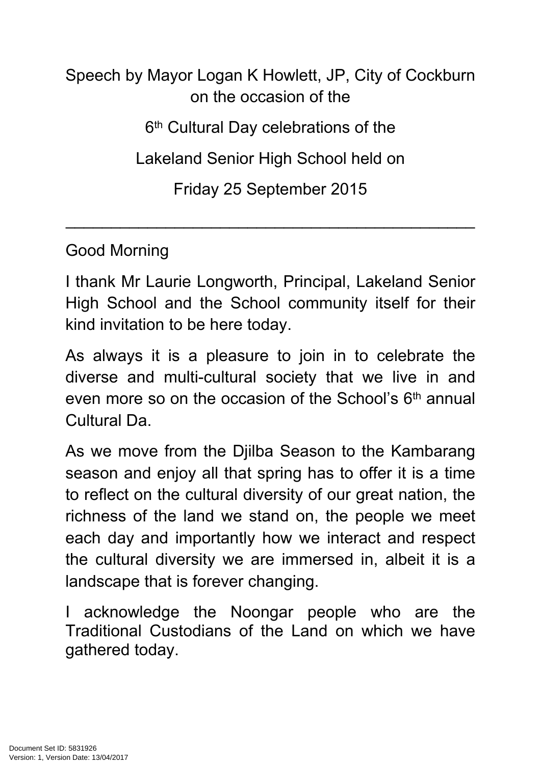Speech by Mayor Logan K Howlett, JP, City of Cockburn on the occasion of the

6th Cultural Day celebrations of the

Lakeland Senior High School held on

Friday 25 September 2015

---

Good Morning

I thank Mr Laurie Longworth, Principal, Lakeland Senior High School and the School community itself for their kind invitation to be here today.

As always it is a pleasure to join in to celebrate the diverse and multi-cultural society that we live in and even more so on the occasion of the School's 6th annual Cultural Da.

As we move from the Djilba Season to the Kambarang season and enjoy all that spring has to offer it is a time to reflect on the cultural diversity of our great nation, the richness of the land we stand on, the people we meet each day and importantly how we interact and respect the cultural diversity we are immersed in, albeit it is a landscape that is forever changing.

I acknowledge the Noongar people who are the Traditional Custodians of the Land on which we have gathered today.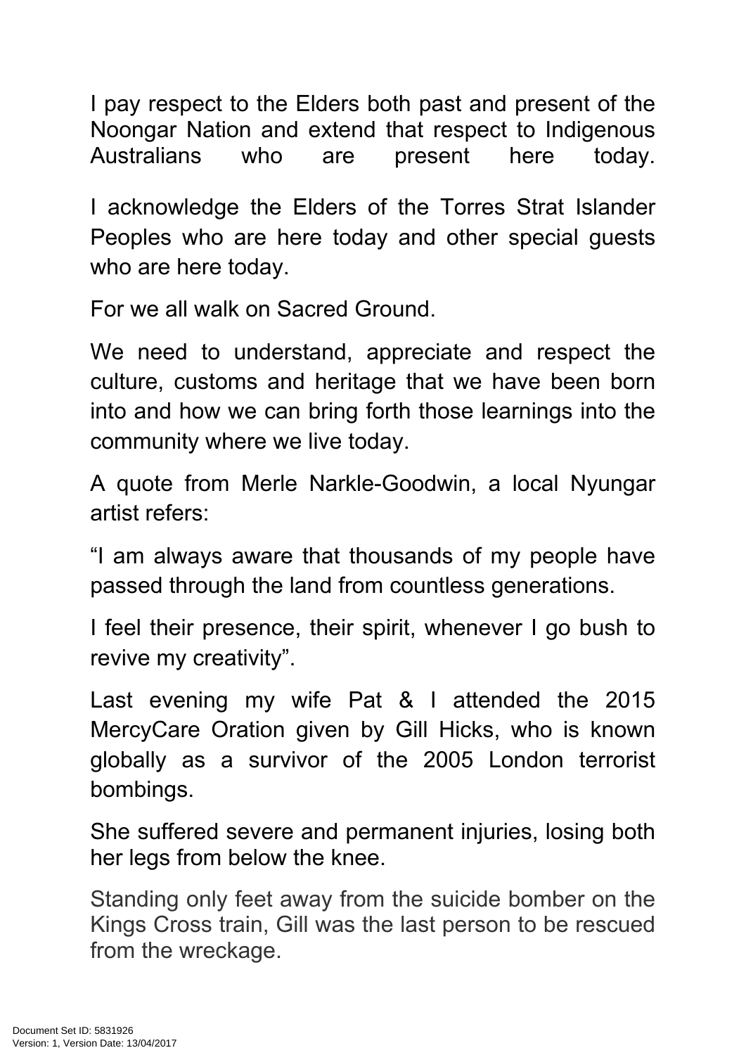I pay respect to the Elders both past and present of the Noongar Nation and extend that respect to Indigenous Australians who are present here today.

I acknowledge the Elders of the Torres Strat Islander Peoples who are here today and other special guests who are here today.

For we all walk on Sacred Ground.

We need to understand, appreciate and respect the culture, customs and heritage that we have been born into and how we can bring forth those learnings into the community where we live today.

A quote from Merle Narkle-Goodwin, a local Nyungar artist refers:

“I am always aware that thousands of my people have passed through the land from countless generations.

I feel their presence, their spirit, whenever I go bush to revive my creativity”.

Last evening my wife Pat & I attended the 2015 MercyCare Oration given by Gill Hicks, who is known globally as a survivor of the 2005 London terrorist bombings.

She suffered severe and permanent injuries, losing both her legs from below the knee.

Standing only feet away from the suicide bomber on the Kings Cross train, Gill was the last person to be rescued from the wreckage.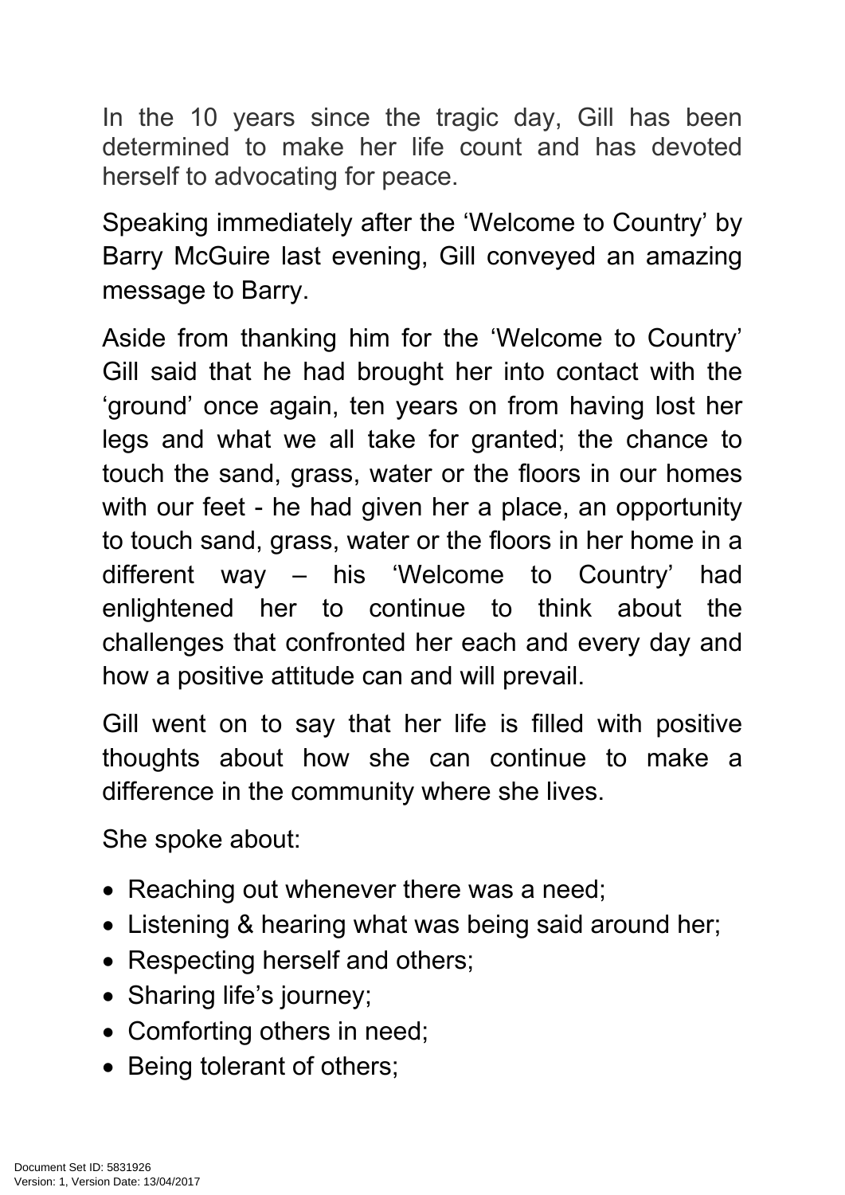In the 10 years since the tragic day, Gill has been determined to make her life count and has devoted herself to advocating for peace.

Speaking immediately after the 'Welcome to Country' by Barry McGuire last evening, Gill conveyed an amazing message to Barry.

Aside from thanking him for the 'Welcome to Country' Gill said that he had brought her into contact with the 'ground' once again, ten years on from having lost her legs and what we all take for granted; the chance to touch the sand, grass, water or the floors in our homes with our feet - he had given her a place, an opportunity to touch sand, grass, water or the floors in her home in a different way – his 'Welcome to Country' had enlightened her to continue to think about the challenges that confronted her each and every day and how a positive attitude can and will prevail.

Gill went on to say that her life is filled with positive thoughts about how she can continue to make a difference in the community where she lives.

She spoke about:

- Reaching out whenever there was a need;
- Listening & hearing what was being said around her;
- Respecting herself and others;
- Sharing life's journey;
- Comforting others in need;
- Being tolerant of others;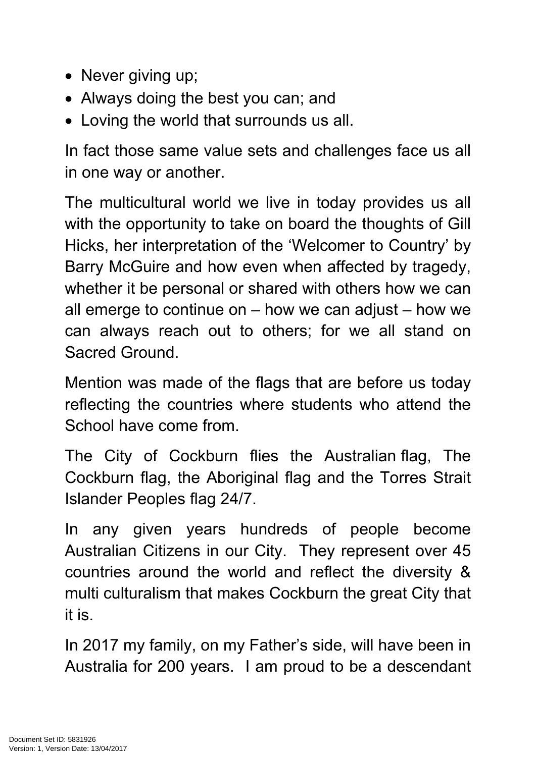- Never giving up;
- Always doing the best you can; and
- Loving the world that surrounds us all.

In fact those same value sets and challenges face us all in one way or another.

The multicultural world we live in today provides us all with the opportunity to take on board the thoughts of Gill Hicks, her interpretation of the 'Welcomer to Country' by Barry McGuire and how even when affected by tragedy, whether it be personal or shared with others how we can all emerge to continue on – how we can adjust – how we can always reach out to others; for we all stand on Sacred Ground.

Mention was made of the flags that are before us today reflecting the countries where students who attend the School have come from.

The City of Cockburn flies the Australian flag, The Cockburn flag, the Aboriginal flag and the Torres Strait Islander Peoples flag 24/7.

In any given years hundreds of people become Australian Citizens in our City. They represent over 45 countries around the world and reflect the diversity & multi culturalism that makes Cockburn the great City that it is.

In 2017 my family, on my Father's side, will have been in Australia for 200 years. I am proud to be a descendant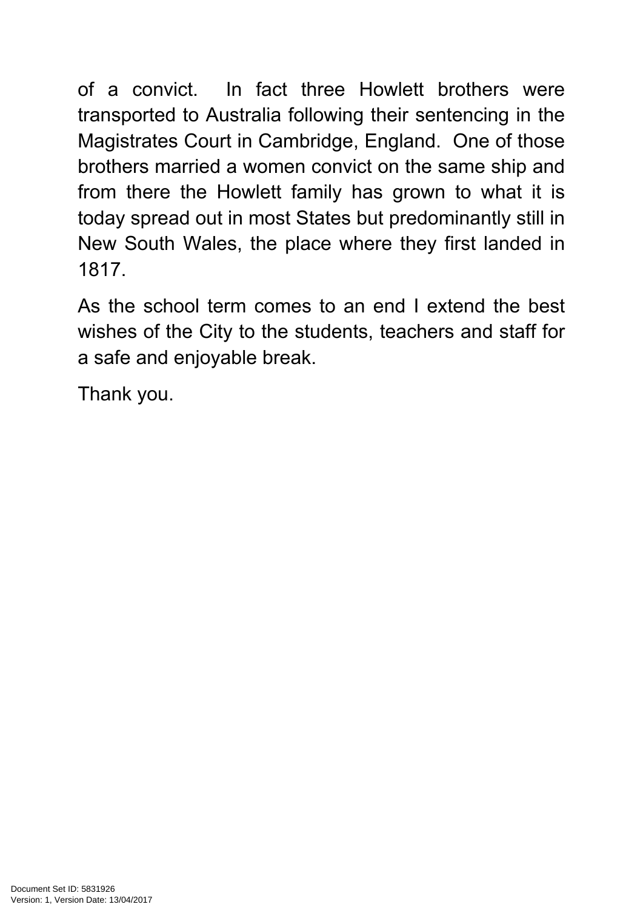of a convict. In fact three Howlett brothers were transported to Australia following their sentencing in the Magistrates Court in Cambridge, England. One of those brothers married a women convict on the same ship and from there the Howlett family has grown to what it is today spread out in most States but predominantly still in New South Wales, the place where they first landed in 1817.

As the school term comes to an end I extend the best wishes of the City to the students, teachers and staff for a safe and enjoyable break.

Thank you.